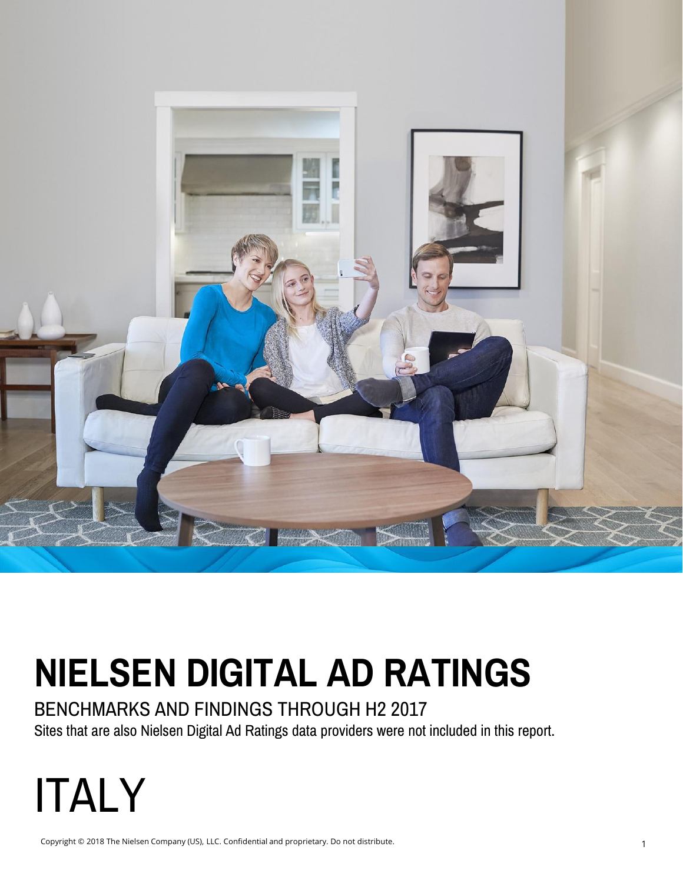# NIELSEN DIGITAL AD RATINGS

## BENCHMARKS AND FINDINGS THROUGH H2 2017

Sites that are also Nielsen Digital Ad Ratings data providers were not included in this report.

# ITALY

Copyright © 2018 The Nielsen Company (US), LLC. Confidential and proprietary. Do not distribute.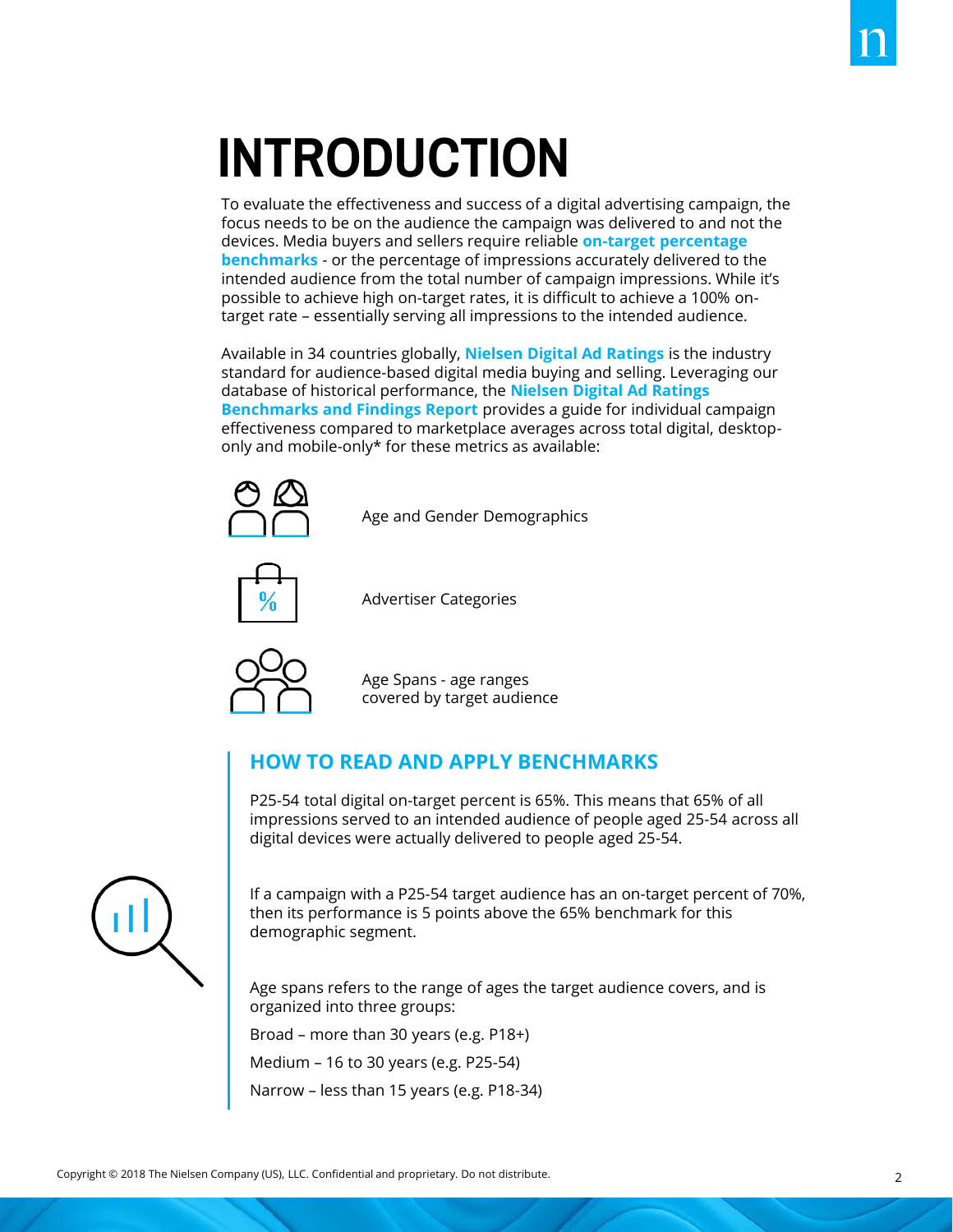# INTRODUCTION

To evaluate the effectiveness and success of a digital advertising campaign, the focus needs to be on the audience the campaign was delivered to and not the devices. Media buyers and sellers require reliable **on-target percentage benchmarks** - or the percentage of impressions accurately delivered to the intended audience from the total number of campaign impressions. While it's possible to achieve high on-target rates, it is difficult to achieve a 100% on-target rate – essentially serving all impressions to the intended audience.

Available in 34 countries globally, **Nielsen Digital Ad Ratings** is the industry standard for audience-based digital media buying and selling. Leveraging our database of historical performance, the **Nielsen Digital Ad Ratings Benchmarks and Findings Report** provides a guide for individual campaign effectiveness compared to marketplace averages across total digital, desktop-only and mobile-only* for these metrics as available:

- Age and Gender Demographics
- Advertiser Categories
- Age Spans - age ranges covered by target audience

## HOW TO READ AND APPLY BENCHMARKS

P25-54 total digital on-target percent is 65%. This means that 65% of all impressions served to an intended audience of people aged 25-54 across all digital devices were actually delivered to people aged 25-54.

If a campaign with a P25-54 target audience has an on-target percent of 70%, then its performance is 5 points above the 65% benchmark for this demographic segment.

Age spans refers to the range of ages the target audience covers, and is organized into three groups:

Broad – more than 30 years (e.g. P18+)

Medium – 16 to 30 years (e.g. P25-54)

Narrow – less than 15 years (e.g. P18-34)

Copyright © 2018 The Nielsen Company (US), LLC. Confidential and proprietary. Do not distribute.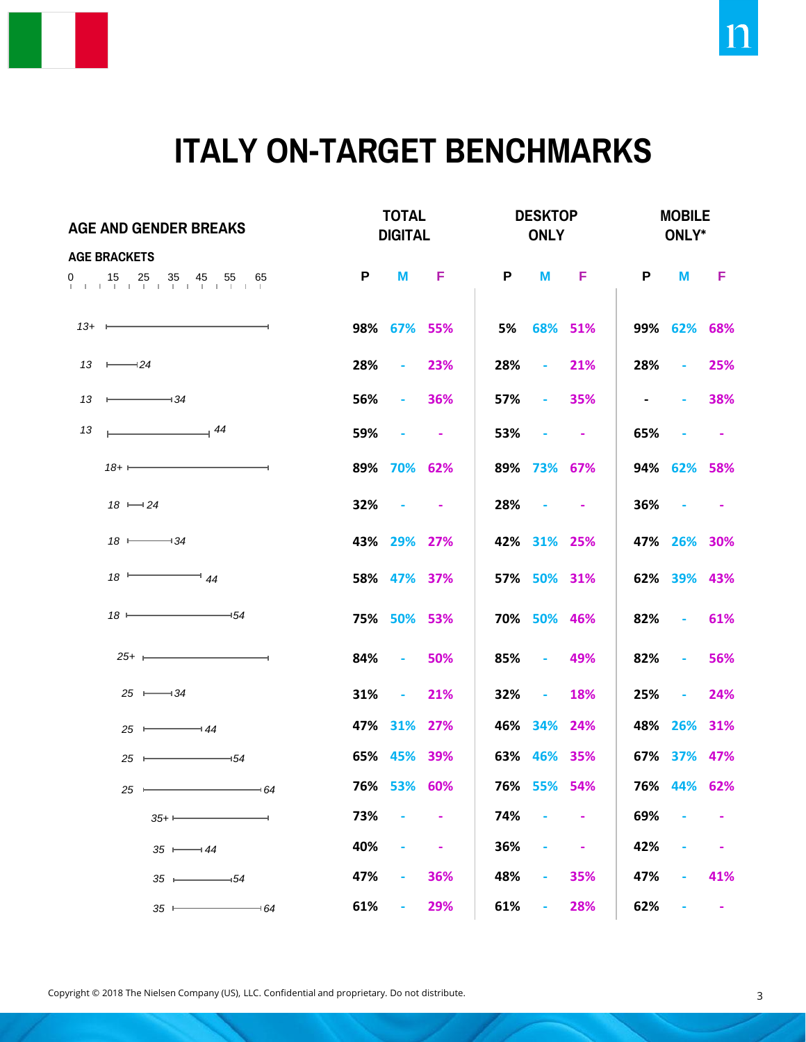# ITALY ON-TARGET BENCHMARKS

## AGE AND GENDER BREAKS

| AGE BRACKETS | TOTAL DIGITAL | | | DESKTOP ONLY | | | MOBILE ONLY* | | |
|---|---|---|---|---|---|---|---|---|---|
| | P | M | F | P | M | F | P | M | F |
| 13+ | 98% | 67% | 55% | 5% | 68% | 51% | 99% | 62% | 68% |
| 13-24 | 28% | - | 23% | 28% | - | 21% | 28% | - | 25% |
| 13-34 | 56% | - | 36% | 57% | - | 35% | - | - | 38% |
| 13-44 | 59% | - | - | 53% | - | - | 65% | - | - |
| 18+ | 89% | 70% | 62% | 89% | 73% | 67% | 94% | 62% | 58% |
| 18-24 | 32% | - | - | 28% | - | - | 36% | - | - |
| 18-34 | 43% | 29% | 27% | 42% | 31% | 25% | 47% | 26% | 30% |
| 18-44 | 58% | 47% | 37% | 57% | 50% | 31% | 62% | 39% | 43% |
| 18-54 | 75% | 50% | 53% | 70% | 50% | 46% | 82% | - | 61% |
| 25+ | 84% | - | 50% | 85% | - | 49% | 82% | - | 56% |
| 25-34 | 31% | - | 21% | 32% | - | 18% | 25% | - | 24% |
| 25-44 | 47% | 31% | 27% | 46% | 34% | 24% | 48% | 26% | 31% |
| 25-54 | 65% | 45% | 39% | 63% | 46% | 35% | 67% | 37% | 47% |
| 25-64 | 76% | 53% | 60% | 76% | 55% | 54% | 76% | 44% | 62% |
| 35+ | 73% | - | - | 74% | - | - | 69% | - | - |
| 35-44 | 40% | - | - | 36% | - | - | 42% | - | - |
| 35-54 | 47% | - | 36% | 48% | - | 35% | 47% | - | 41% |
| 35-64 | 61% | - | 29% | 61% | - | 28% | 62% | - | - |

Copyright © 2018 The Nielsen Company (US), LLC. Confidential and proprietary. Do not distribute.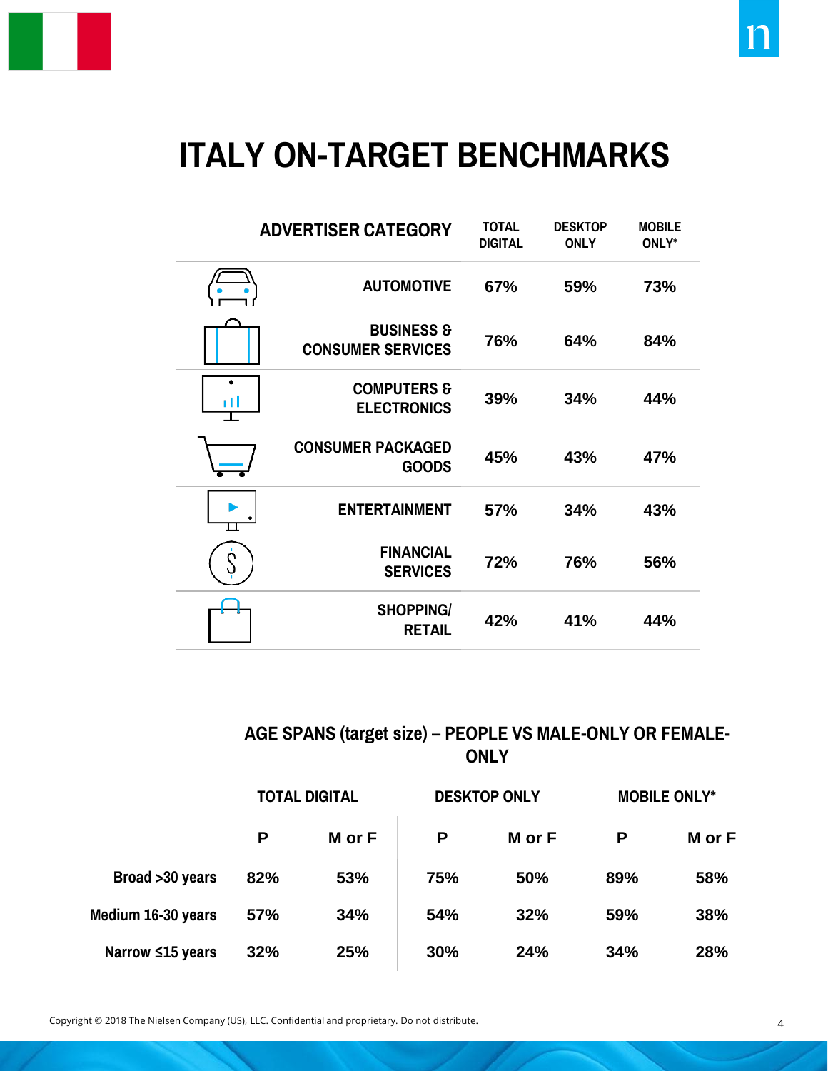# ITALY ON-TARGET BENCHMARKS

| ADVERTISER CATEGORY | TOTAL DIGITAL | DESKTOP ONLY | MOBILE ONLY* |
|---|---|---|---|
| AUTOMOTIVE | 67% | 59% | 73% |
| BUSINESS & CONSUMER SERVICES | 76% | 64% | 84% |
| COMPUTERS & ELECTRONICS | 39% | 34% | 44% |
| CONSUMER PACKAGED GOODS | 45% | 43% | 47% |
| ENTERTAINMENT | 57% | 34% | 43% |
| FINANCIAL SERVICES | 72% | 76% | 56% |
| SHOPPING/ RETAIL | 42% | 41% | 44% |

## AGE SPANS (target size) – PEOPLE VS MALE-ONLY OR FEMALE-ONLY

| | TOTAL DIGITAL | | DESKTOP ONLY | | MOBILE ONLY* | |
|---|---|---|---|---|---|---|
| | P | M or F | P | M or F | P | M or F |
| Broad >30 years | 82% | 53% | 75% | 50% | 89% | 58% |
| Medium 16-30 years | 57% | 34% | 54% | 32% | 59% | 38% |
| Narrow ≤15 years | 32% | 25% | 30% | 24% | 34% | 28% |

Copyright © 2018 The Nielsen Company (US), LLC. Confidential and proprietary. Do not distribute.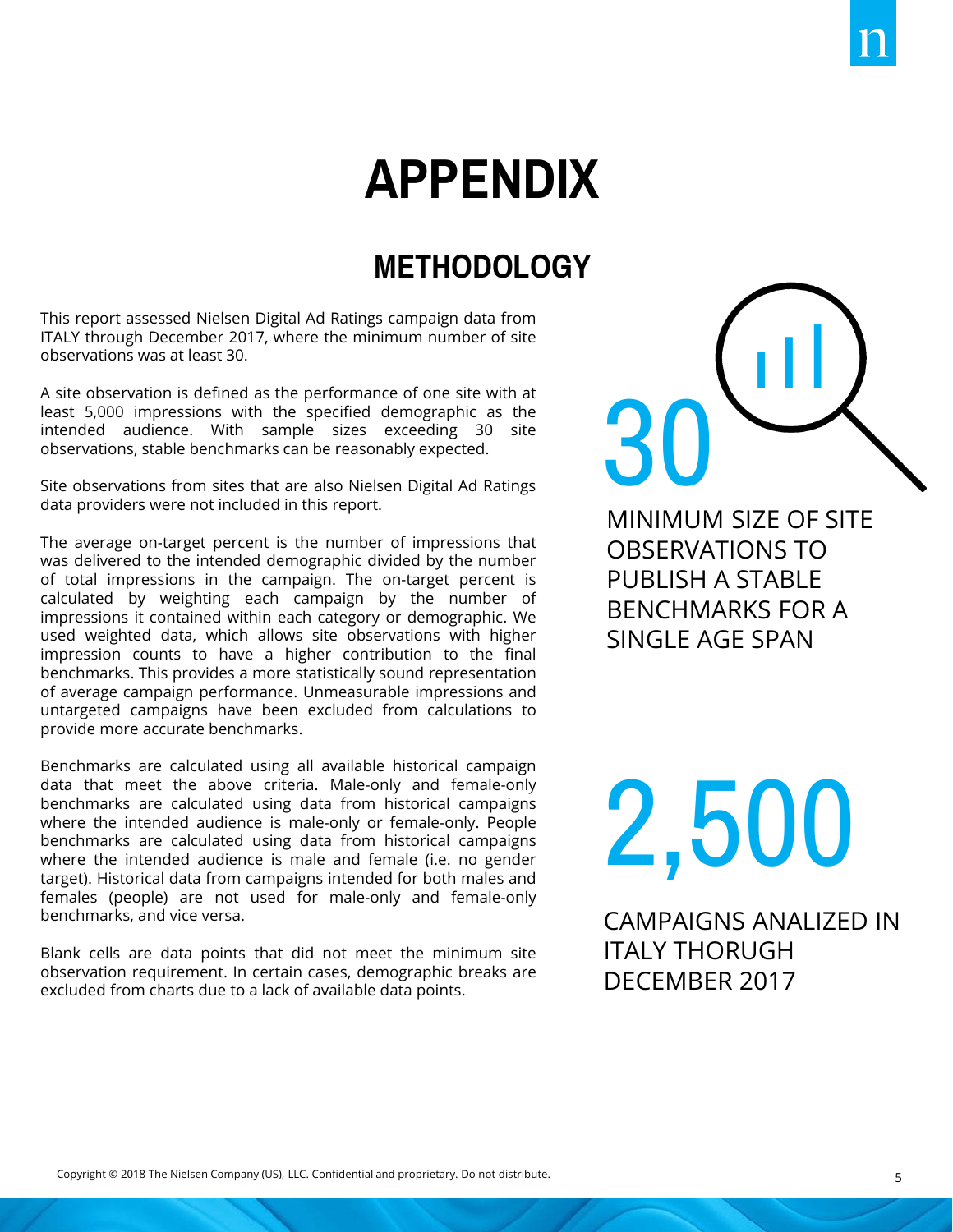# APPENDIX

## METHODOLOGY

This report assessed Nielsen Digital Ad Ratings campaign data from ITALY through December 2017, where the minimum number of site observations was at least 30.

A site observation is defined as the performance of one site with at least 5,000 impressions with the specified demographic as the intended audience. With sample sizes exceeding 30 site observations, stable benchmarks can be reasonably expected.

Site observations from sites that are also Nielsen Digital Ad Ratings data providers were not included in this report.

The average on-target percent is the number of impressions that was delivered to the intended demographic divided by the number of total impressions in the campaign. The on-target percent is calculated by weighting each campaign by the number of impressions it contained within each category or demographic. We used weighted data, which allows site observations with higher impression counts to have a higher contribution to the final benchmarks. This provides a more statistically sound representation of average campaign performance. Unmeasurable impressions and untargeted campaigns have been excluded from calculations to provide more accurate benchmarks.

Benchmarks are calculated using all available historical campaign data that meet the above criteria. Male-only and female-only benchmarks are calculated using data from historical campaigns where the intended audience is male-only or female-only. People benchmarks are calculated using data from historical campaigns where the intended audience is male and female (i.e. no gender target). Historical data from campaigns intended for both males and females (people) are not used for male-only and female-only benchmarks, and vice versa.

Blank cells are data points that did not meet the minimum site observation requirement. In certain cases, demographic breaks are excluded from charts due to a lack of available data points.

**30**

MINIMUM SIZE OF SITE OBSERVATIONS TO PUBLISH A STABLE BENCHMARKS FOR A SINGLE AGE SPAN

**2,500**

CAMPAIGNS ANALIZED IN ITALY THORUGH DECEMBER 2017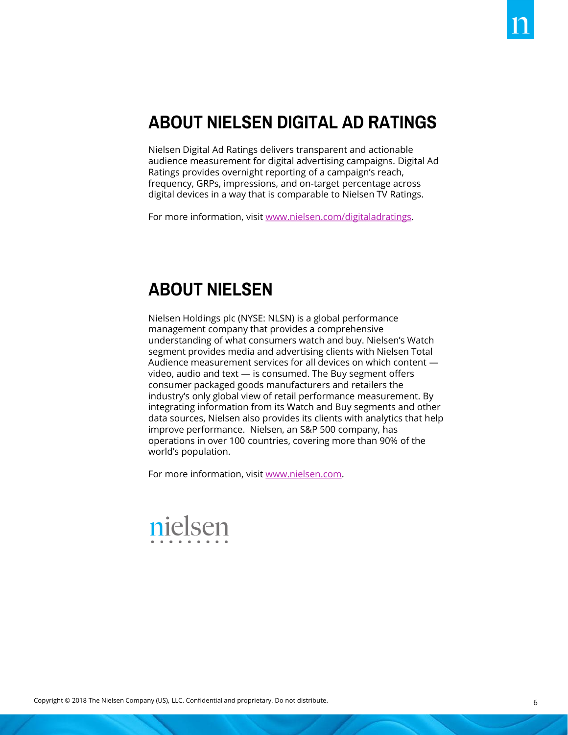## ABOUT NIELSEN DIGITAL AD RATINGS

Nielsen Digital Ad Ratings delivers transparent and actionable audience measurement for digital advertising campaigns. Digital Ad Ratings provides overnight reporting of a campaign's reach, frequency, GRPs, impressions, and on-target percentage across digital devices in a way that is comparable to Nielsen TV Ratings.

For more information, visit www.nielsen.com/digitaladratings.

## ABOUT NIELSEN

Nielsen Holdings plc (NYSE: NLSN) is a global performance management company that provides a comprehensive understanding of what consumers watch and buy. Nielsen's Watch segment provides media and advertising clients with Nielsen Total Audience measurement services for all devices on which content — video, audio and text — is consumed. The Buy segment offers consumer packaged goods manufacturers and retailers the industry's only global view of retail performance measurement. By integrating information from its Watch and Buy segments and other data sources, Nielsen also provides its clients with analytics that help improve performance. Nielsen, an S&P 500 company, has operations in over 100 countries, covering more than 90% of the world's population.

For more information, visit www.nielsen.com.

nielsen

Copyright © 2018 The Nielsen Company (US), LLC. Confidential and proprietary. Do not distribute.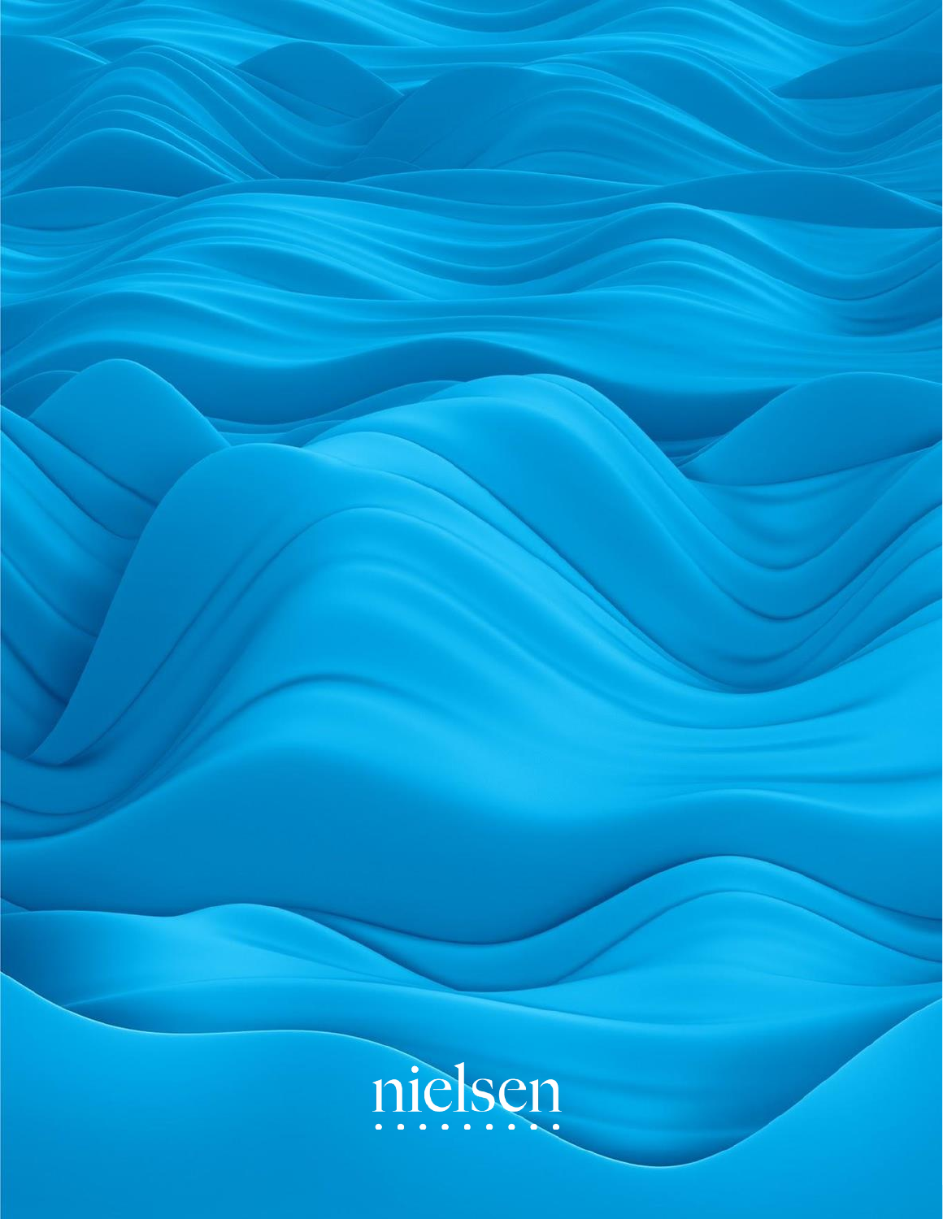nielsen